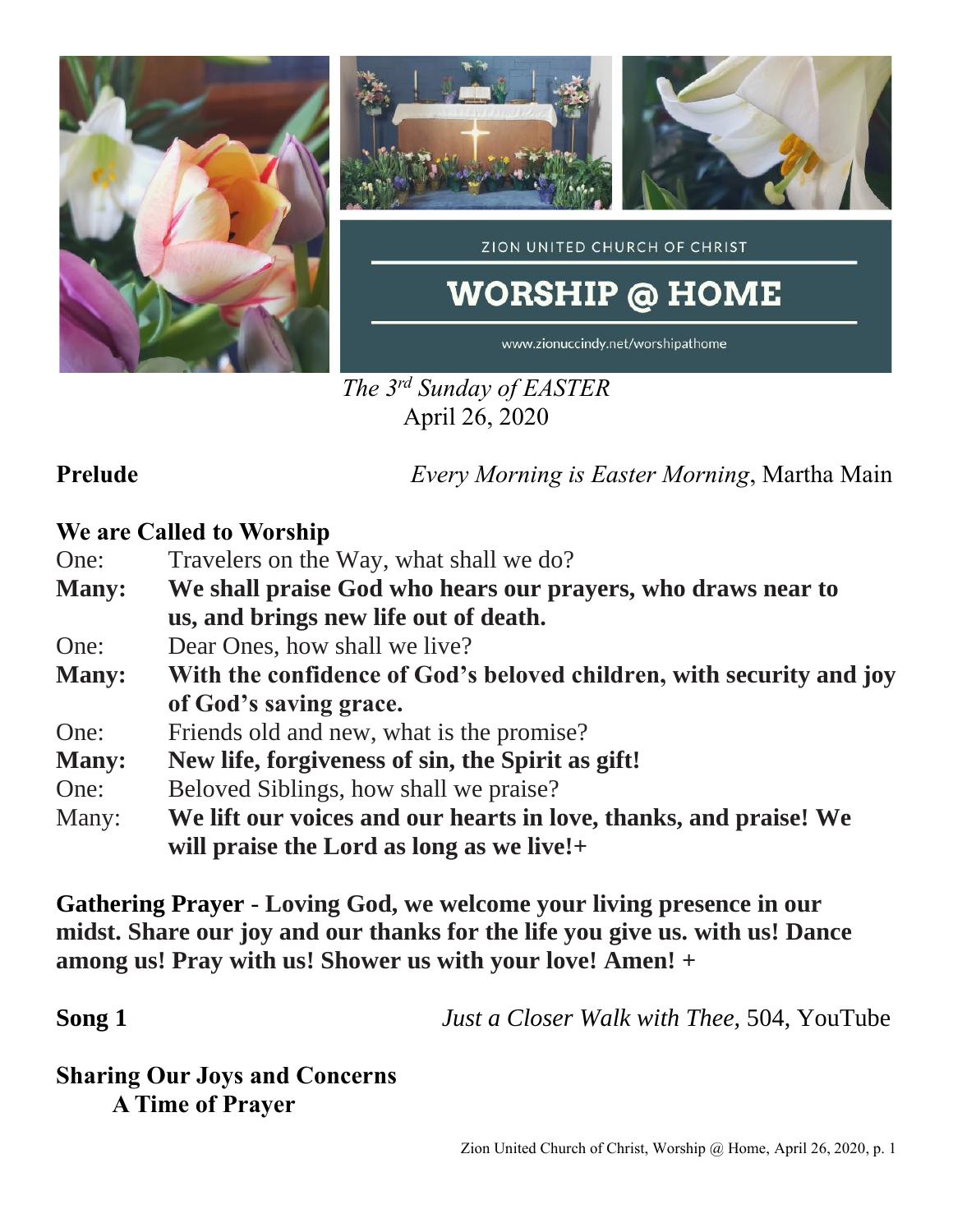ZION UNITED CHURCH OF CHRIST

# WORSHIP @ HOME

www.zionuccindy.net/worshipathome

*The 3rd Sunday of EASTER*
April 26, 2020

**Prelude** *Every Morning is Easter Morning*, Martha Main

**We are Called to Worship**

One: Travelers on the Way, what shall we do?
**Many: We shall praise God who hears our prayers, who draws near to us, and brings new life out of death.**
One: Dear Ones, how shall we live?
**Many: With the confidence of God's beloved children, with security and joy of God's saving grace.**
One: Friends old and new, what is the promise?
**Many: New life, forgiveness of sin, the Spirit as gift!**
One: Beloved Siblings, how shall we praise?
Many: **We lift our voices and our hearts in love, thanks, and praise! We will praise the Lord as long as we live!+**

**Gathering Prayer - Loving God, we welcome your living presence in our midst. Share our joy and our thanks for the life you give us. with us! Dance among us! Pray with us! Shower us with your love! Amen! +**

**Song 1** *Just a Closer Walk with Thee*, 504, YouTube

**Sharing Our Joys and Concerns**
**A Time of Prayer**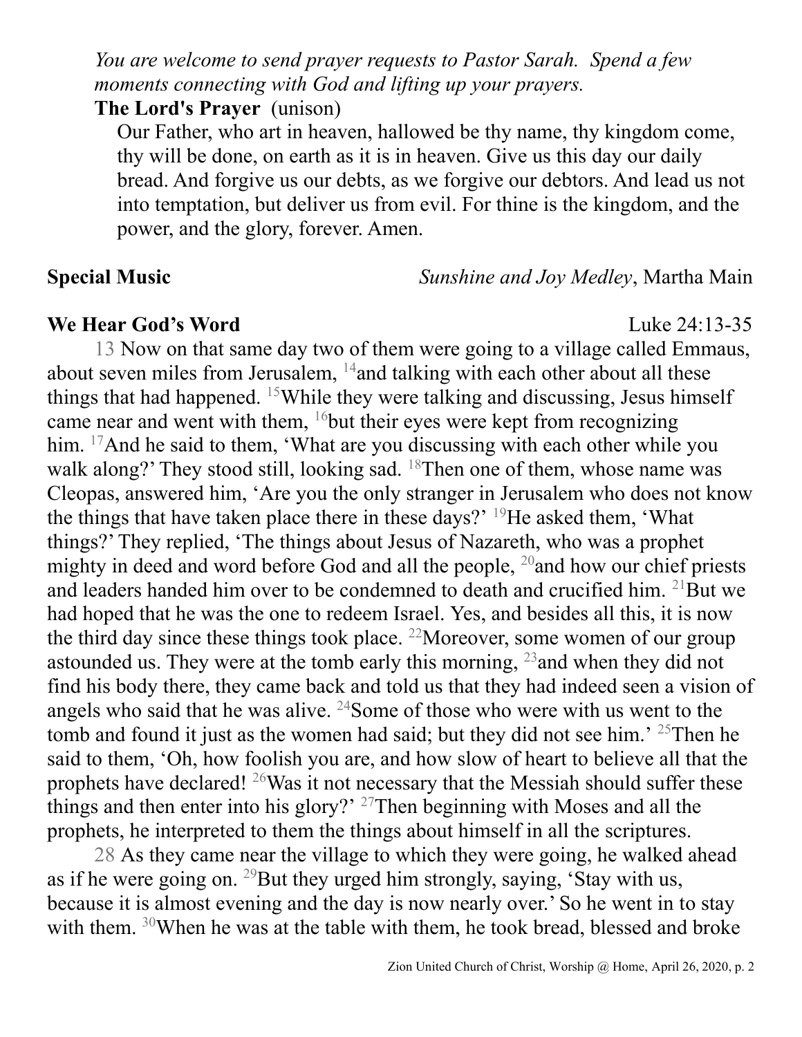*You are welcome to send prayer requests to Pastor Sarah. Spend a few moments connecting with God and lifting up your prayers.*

**The Lord's Prayer** (unison)

Our Father, who art in heaven, hallowed be thy name, thy kingdom come, thy will be done, on earth as it is in heaven. Give us this day our daily bread. And forgive us our debts, as we forgive our debtors. And lead us not into temptation, but deliver us from evil. For thine is the kingdom, and the power, and the glory, forever. Amen.

**Special Music** *Sunshine and Joy Medley*, Martha Main

**We Hear God's Word** Luke 24:13-35

13 Now on that same day two of them were going to a village called Emmaus, about seven miles from Jerusalem, 14 and talking with each other about all these things that had happened. 15 While they were talking and discussing, Jesus himself came near and went with them, 16 but their eyes were kept from recognizing him. 17 And he said to them, 'What are you discussing with each other while you walk along?' They stood still, looking sad. 18 Then one of them, whose name was Cleopas, answered him, 'Are you the only stranger in Jerusalem who does not know the things that have taken place there in these days?' 19 He asked them, 'What things?' They replied, 'The things about Jesus of Nazareth, who was a prophet mighty in deed and word before God and all the people, 20 and how our chief priests and leaders handed him over to be condemned to death and crucified him. 21 But we had hoped that he was the one to redeem Israel. Yes, and besides all this, it is now the third day since these things took place. 22 Moreover, some women of our group astounded us. They were at the tomb early this morning, 23 and when they did not find his body there, they came back and told us that they had indeed seen a vision of angels who said that he was alive. 24 Some of those who were with us went to the tomb and found it just as the women had said; but they did not see him.' 25 Then he said to them, 'Oh, how foolish you are, and how slow of heart to believe all that the prophets have declared! 26 Was it not necessary that the Messiah should suffer these things and then enter into his glory?' 27 Then beginning with Moses and all the prophets, he interpreted to them the things about himself in all the scriptures.

28 As they came near the village to which they were going, he walked ahead as if he were going on. 29 But they urged him strongly, saying, 'Stay with us, because it is almost evening and the day is now nearly over.' So he went in to stay with them. 30 When he was at the table with them, he took bread, blessed and broke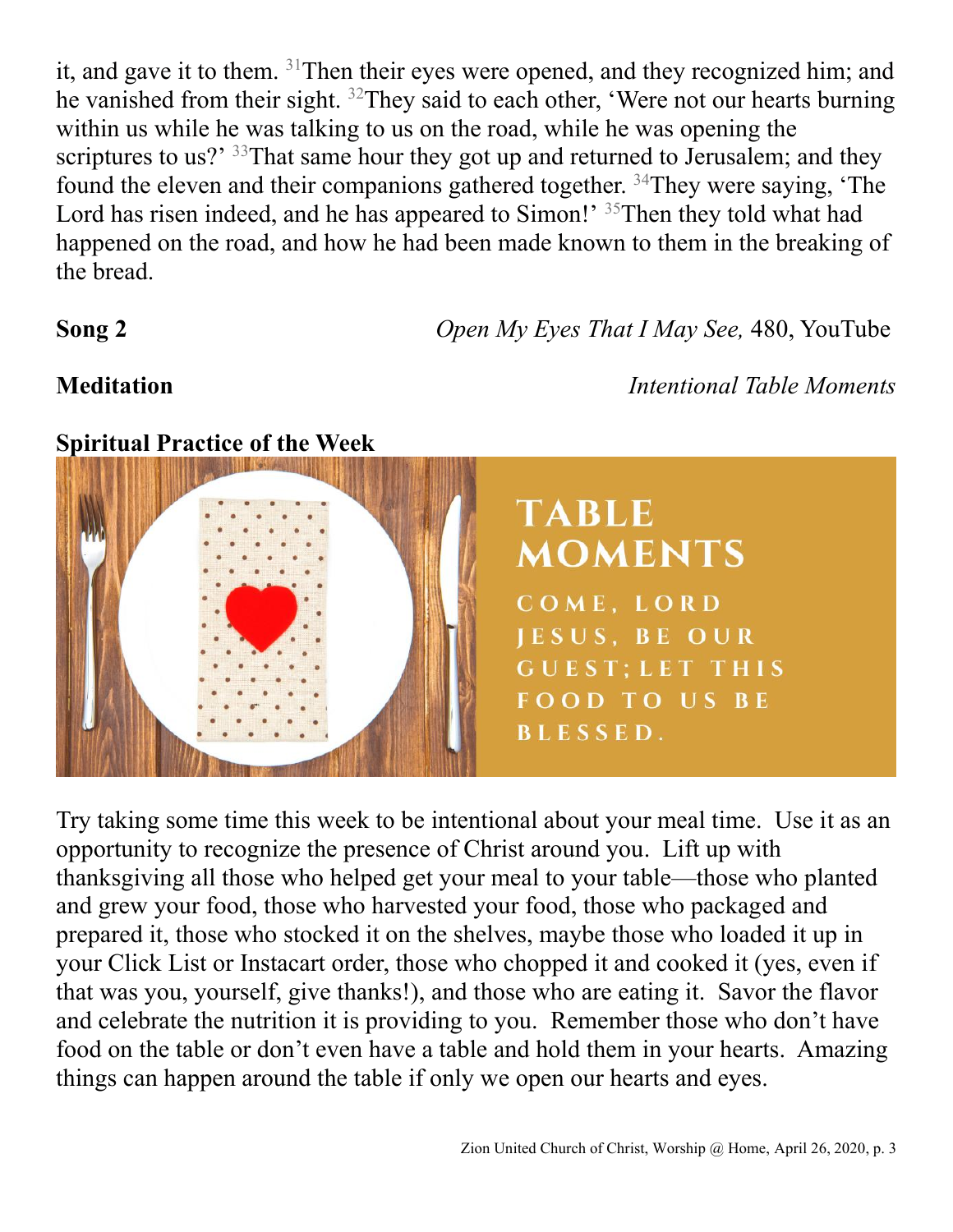it, and gave it to them. [31]Then their eyes were opened, and they recognized him; and he vanished from their sight. [32]They said to each other, 'Were not our hearts burning within us while he was talking to us on the road, while he was opening the scriptures to us?' [33]That same hour they got up and returned to Jerusalem; and they found the eleven and their companions gathered together. [34]They were saying, 'The Lord has risen indeed, and he has appeared to Simon!' [35]Then they told what had happened on the road, and how he had been made known to them in the breaking of the bread.

**Song 2** — *Open My Eyes That I May See,* 480, YouTube

**Meditation** — *Intentional Table Moments*

**Spiritual Practice of the Week**

TABLE MOMENTS

COME, LORD JESUS, BE OUR GUEST; LET THIS FOOD TO US BE BLESSED.

Try taking some time this week to be intentional about your meal time. Use it as an opportunity to recognize the presence of Christ around you. Lift up with thanksgiving all those who helped get your meal to your table—those who planted and grew your food, those who harvested your food, those who packaged and prepared it, those who stocked it on the shelves, maybe those who loaded it up in your Click List or Instacart order, those who chopped it and cooked it (yes, even if that was you, yourself, give thanks!), and those who are eating it. Savor the flavor and celebrate the nutrition it is providing to you. Remember those who don't have food on the table or don't even have a table and hold them in your hearts. Amazing things can happen around the table if only we open our hearts and eyes.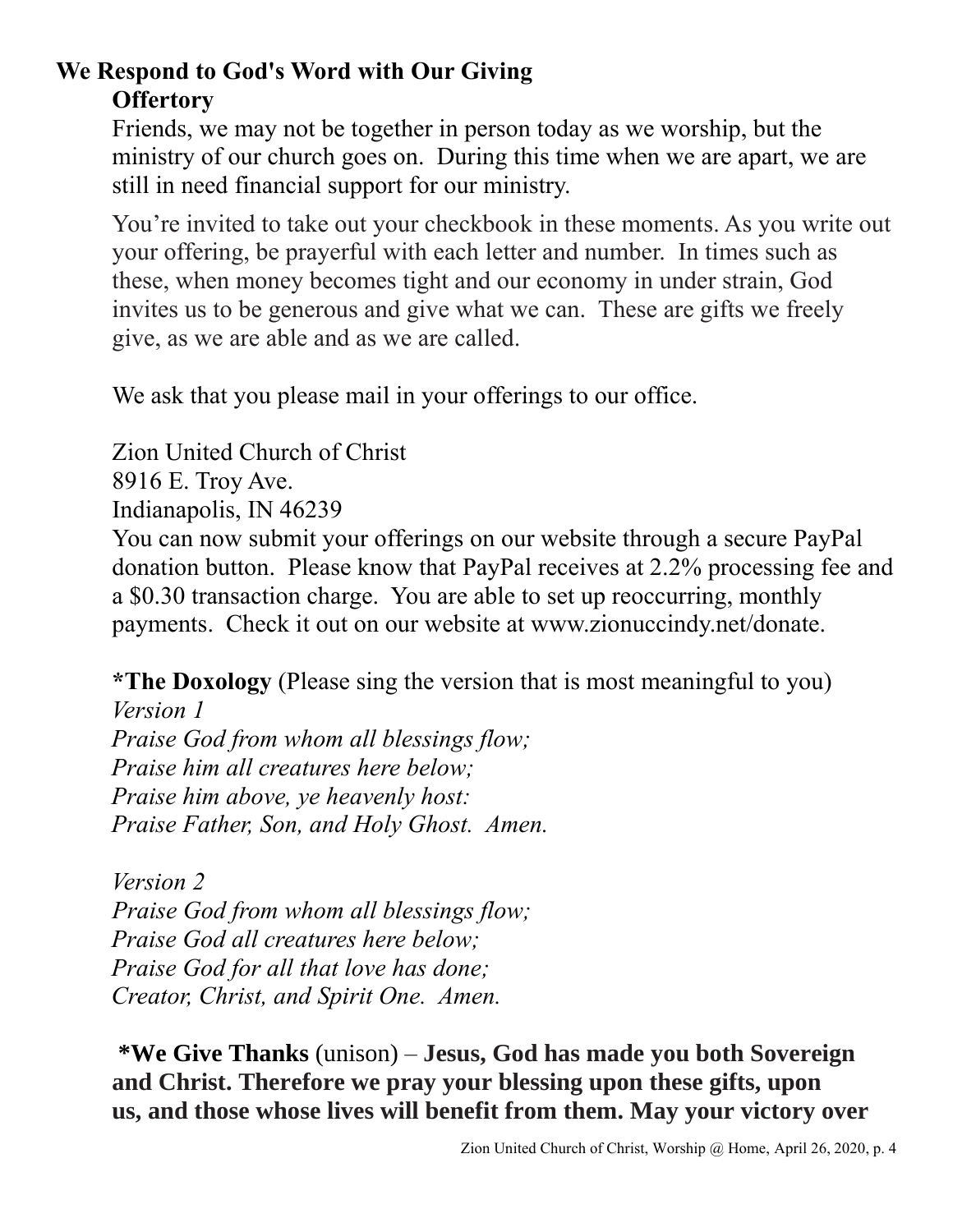## We Respond to God's Word with Our Giving

**Offertory**

Friends, we may not be together in person today as we worship, but the ministry of our church goes on. During this time when we are apart, we are still in need financial support for our ministry.

You're invited to take out your checkbook in these moments. As you write out your offering, be prayerful with each letter and number. In times such as these, when money becomes tight and our economy in under strain, God invites us to be generous and give what we can. These are gifts we freely give, as we are able and as we are called.

We ask that you please mail in your offerings to our office.

Zion United Church of Christ
8916 E. Troy Ave.
Indianapolis, IN 46239
You can now submit your offerings on our website through a secure PayPal donation button. Please know that PayPal receives at 2.2% processing fee and a $0.30 transaction charge. You are able to set up reoccurring, monthly payments. Check it out on our website at www.zionuccindy.net/donate.

***The Doxology** (Please sing the version that is most meaningful to you)
*Version 1*
*Praise God from whom all blessings flow;*
*Praise him all creatures here below;*
*Praise him above, ye heavenly host:*
*Praise Father, Son, and Holy Ghost. Amen.*

*Version 2*
*Praise God from whom all blessings flow;*
*Praise God all creatures here below;*
*Praise God for all that love has done;*
*Creator, Christ, and Spirit One. Amen.*

***We Give Thanks** (unison) – **Jesus, God has made you both Sovereign and Christ. Therefore we pray your blessing upon these gifts, upon us, and those whose lives will benefit from them. May your victory over**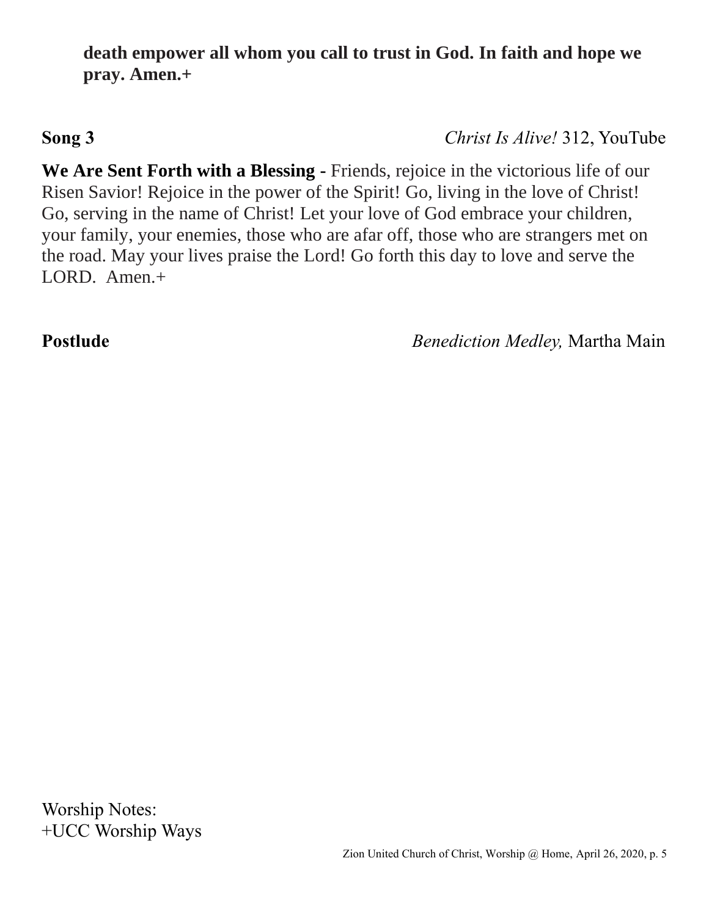**death empower all whom you call to trust in God. In faith and hope we pray. Amen.+**

**Song 3** *Christ Is Alive!* 312, YouTube

**We Are Sent Forth with a Blessing -** Friends, rejoice in the victorious life of our Risen Savior! Rejoice in the power of the Spirit! Go, living in the love of Christ! Go, serving in the name of Christ! Let your love of God embrace your children, your family, your enemies, those who are afar off, those who are strangers met on the road. May your lives praise the Lord! Go forth this day to love and serve the LORD. Amen.+

**Postlude** *Benediction Medley,* Martha Main

Worship Notes:
+UCC Worship Ways